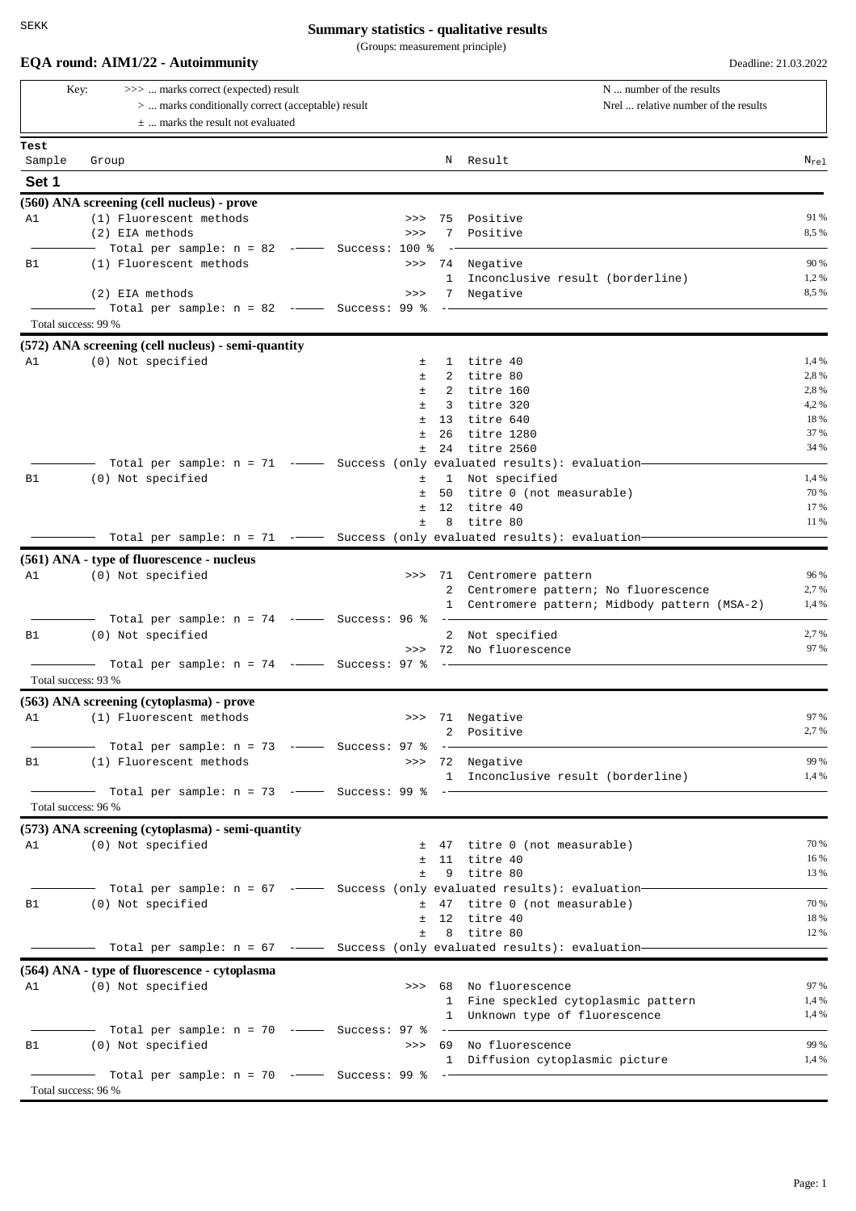SEKK

# Summary statistics - qualitative results

(Groups: measurement principle)

**EQA round: AIM1/22 - Autoimmunity** Deadline: 21.03.2022

Key:
- >>> ... marks correct (expected) result
- > ... marks conditionally correct (acceptable) result
- ± ... marks the result not evaluated

N ... number of the results
Nrel ... relative number of the results

## Set 1

### (560) ANA screening (cell nucleus) - prove

| Sample | Group | | N | Result | $N_{rel}$ |
|---|---|---|---|---|---|
| A1 | (1) Fluorescent methods | >>> | 75 | Positive | 91 % |
| | (2) EIA methods | >>> | 7 | Positive | 8,5 % |
| | Total per sample: n = 82 | Success: 100 % | | | |
| B1 | (1) Fluorescent methods | >>> | 74 | Negative | 90 % |
| | | | 1 | Inconclusive result (borderline) | 1,2 % |
| | (2) EIA methods | >>> | 7 | Negative | 8,5 % |
| | Total per sample: n = 82 | Success: 99 % | | | |

Total success: 99 %

### (572) ANA screening (cell nucleus) - semi-quantity

| Sample | Group | | N | Result | $N_{rel}$ |
|---|---|---|---|---|---|
| A1 | (0) Not specified | ± | 1 | titre 40 | 1,4 % |
| | | ± | 2 | titre 80 | 2,8 % |
| | | ± | 2 | titre 160 | 2,8 % |
| | | ± | 3 | titre 320 | 4,2 % |
| | | ± | 13 | titre 640 | 18 % |
| | | ± | 26 | titre 1280 | 37 % |
| | | ± | 24 | titre 2560 | 34 % |
| | Total per sample: n = 71 | Success (only evaluated results): evaluation | | | |
| B1 | (0) Not specified | ± | 1 | Not specified | 1,4 % |
| | | ± | 50 | titre 0 (not measurable) | 70 % |
| | | ± | 12 | titre 40 | 17 % |
| | | ± | 8 | titre 80 | 11 % |
| | Total per sample: n = 71 | Success (only evaluated results): evaluation | | | |

### (561) ANA - type of fluorescence - nucleus

| Sample | Group | | N | Result | $N_{rel}$ |
|---|---|---|---|---|---|
| A1 | (0) Not specified | >>> | 71 | Centromere pattern | 96 % |
| | | | 2 | Centromere pattern; No fluorescence | 2,7 % |
| | | | 1 | Centromere pattern; Midbody pattern (MSA-2) | 1,4 % |
| | Total per sample: n = 74 | Success: 96 % | | | |
| B1 | (0) Not specified | | 2 | Not specified | 2,7 % |
| | | >>> | 72 | No fluorescence | 97 % |
| | Total per sample: n = 74 | Success: 97 % | | | |

Total success: 93 %

### (563) ANA screening (cytoplasma) - prove

| Sample | Group | | N | Result | $N_{rel}$ |
|---|---|---|---|---|---|
| A1 | (1) Fluorescent methods | >>> | 71 | Negative | 97 % |
| | | | 2 | Positive | 2,7 % |
| | Total per sample: n = 73 | Success: 97 % | | | |
| B1 | (1) Fluorescent methods | >>> | 72 | Negative | 99 % |
| | | | 1 | Inconclusive result (borderline) | 1,4 % |
| | Total per sample: n = 73 | Success: 99 % | | | |

Total success: 96 %

### (573) ANA screening (cytoplasma) - semi-quantity

| Sample | Group | | N | Result | $N_{rel}$ |
|---|---|---|---|---|---|
| A1 | (0) Not specified | ± | 47 | titre 0 (not measurable) | 70 % |
| | | ± | 11 | titre 40 | 16 % |
| | | ± | 9 | titre 80 | 13 % |
| | Total per sample: n = 67 | Success (only evaluated results): evaluation | | | |
| B1 | (0) Not specified | ± | 47 | titre 0 (not measurable) | 70 % |
| | | ± | 12 | titre 40 | 18 % |
| | | ± | 8 | titre 80 | 12 % |
| | Total per sample: n = 67 | Success (only evaluated results): evaluation | | | |

### (564) ANA - type of fluorescence - cytoplasma

| Sample | Group | | N | Result | $N_{rel}$ |
|---|---|---|---|---|---|
| A1 | (0) Not specified | >>> | 68 | No fluorescence | 97 % |
| | | | 1 | Fine speckled cytoplasmic pattern | 1,4 % |
| | | | 1 | Unknown type of fluorescence | 1,4 % |
| | Total per sample: n = 70 | Success: 97 % | | | |
| B1 | (0) Not specified | >>> | 69 | No fluorescence | 99 % |
| | | | 1 | Diffusion cytoplasmic picture | 1,4 % |
| | Total per sample: n = 70 | Success: 99 % | | | |

Total success: 96 %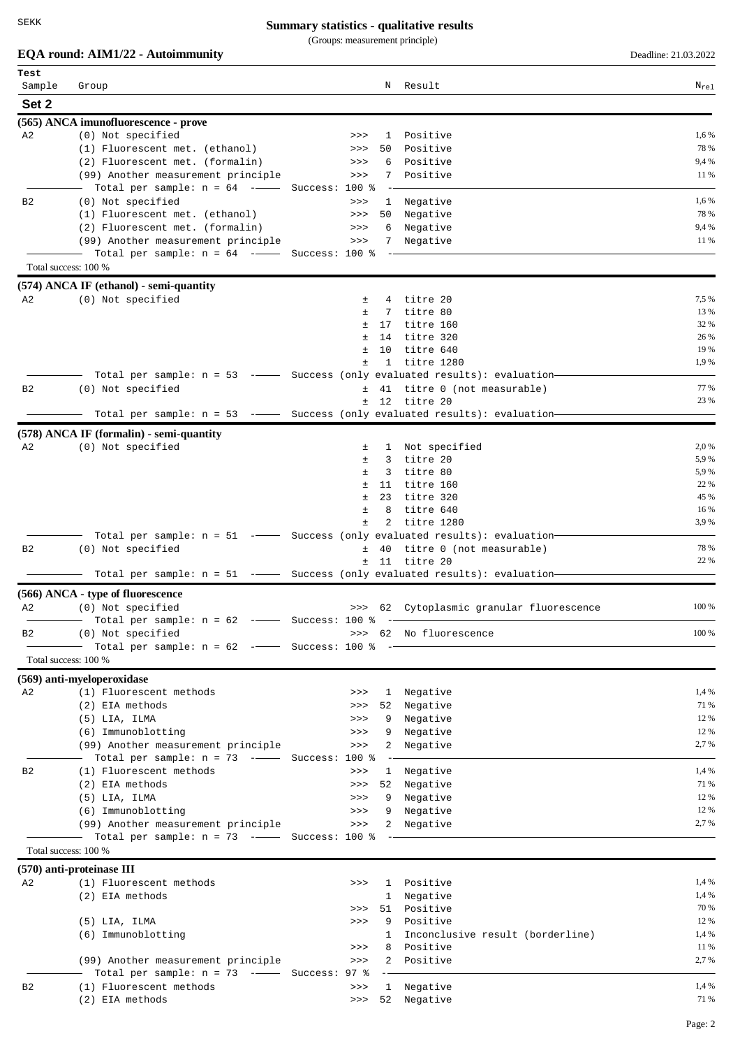**Summary statistics - qualitative results**

(Groups: measurement principle)

**EQA round: AIM1/22 - Autoimmunity** — Deadline: 21.03.2022

## Set 2

### (565) ANCA imunofluorescence - prove

| Test Sample | Group | | N | Result | $N_{rel}$ |
|---|---|---|---|---|---|
| A2 | (0) Not specified | >>> | 1 | Positive | 1,6 % |
| | (1) Fluorescent met. (ethanol) | >>> | 50 | Positive | 78 % |
| | (2) Fluorescent met. (formalin) | >>> | 6 | Positive | 9,4 % |
| | (99) Another measurement principle | >>> | 7 | Positive | 11 % |
| | Total per sample: n = 64 — Success: 100 % | | | | |
| B2 | (0) Not specified | >>> | 1 | Negative | 1,6 % |
| | (1) Fluorescent met. (ethanol) | >>> | 50 | Negative | 78 % |
| | (2) Fluorescent met. (formalin) | >>> | 6 | Negative | 9,4 % |
| | (99) Another measurement principle | >>> | 7 | Negative | 11 % |
| | Total per sample: n = 64 — Success: 100 % | | | | |

Total success: 100 %

### (574) ANCA IF (ethanol) - semi-quantity

| Test Sample | Group | | N | Result | $N_{rel}$ |
|---|---|---|---|---|---|
| A2 | (0) Not specified | ± | 4 | titre 20 | 7,5 % |
| | | ± | 7 | titre 80 | 13 % |
| | | ± | 17 | titre 160 | 32 % |
| | | ± | 14 | titre 320 | 26 % |
| | | ± | 10 | titre 640 | 19 % |
| | | ± | 1 | titre 1280 | 1,9 % |
| | Total per sample: n = 53 — Success (only evaluated results): evaluation | | | | |
| B2 | (0) Not specified | ± | 41 | titre 0 (not measurable) | 77 % |
| | | ± | 12 | titre 20 | 23 % |
| | Total per sample: n = 53 — Success (only evaluated results): evaluation | | | | |

### (578) ANCA IF (formalin) - semi-quantity

| Test Sample | Group | | N | Result | $N_{rel}$ |
|---|---|---|---|---|---|
| A2 | (0) Not specified | ± | 1 | Not specified | 2,0 % |
| | | ± | 3 | titre 20 | 5,9 % |
| | | ± | 3 | titre 80 | 5,9 % |
| | | ± | 11 | titre 160 | 22 % |
| | | ± | 23 | titre 320 | 45 % |
| | | ± | 8 | titre 640 | 16 % |
| | | ± | 2 | titre 1280 | 3,9 % |
| | Total per sample: n = 51 — Success (only evaluated results): evaluation | | | | |
| B2 | (0) Not specified | ± | 40 | titre 0 (not measurable) | 78 % |
| | | ± | 11 | titre 20 | 22 % |
| | Total per sample: n = 51 — Success (only evaluated results): evaluation | | | | |

### (566) ANCA - type of fluorescence

| Test Sample | Group | | N | Result | $N_{rel}$ |
|---|---|---|---|---|---|
| A2 | (0) Not specified | >>> | 62 | Cytoplasmic granular fluorescence | 100 % |
| | Total per sample: n = 62 — Success: 100 % | | | | |
| B2 | (0) Not specified | >>> | 62 | No fluorescence | 100 % |
| | Total per sample: n = 62 — Success: 100 % | | | | |

Total success: 100 %

### (569) anti-myeloperoxidase

| Test Sample | Group | | N | Result | $N_{rel}$ |
|---|---|---|---|---|---|
| A2 | (1) Fluorescent methods | >>> | 1 | Negative | 1,4 % |
| | (2) EIA methods | >>> | 52 | Negative | 71 % |
| | (5) LIA, ILMA | >>> | 9 | Negative | 12 % |
| | (6) Immunoblotting | >>> | 9 | Negative | 12 % |
| | (99) Another measurement principle | >>> | 2 | Negative | 2,7 % |
| | Total per sample: n = 73 — Success: 100 % | | | | |
| B2 | (1) Fluorescent methods | >>> | 1 | Negative | 1,4 % |
| | (2) EIA methods | >>> | 52 | Negative | 71 % |
| | (5) LIA, ILMA | >>> | 9 | Negative | 12 % |
| | (6) Immunoblotting | >>> | 9 | Negative | 12 % |
| | (99) Another measurement principle | >>> | 2 | Negative | 2,7 % |
| | Total per sample: n = 73 — Success: 100 % | | | | |

Total success: 100 %

### (570) anti-proteinase III

| Test Sample | Group | | N | Result | $N_{rel}$ |
|---|---|---|---|---|---|
| A2 | (1) Fluorescent methods | >>> | 1 | Positive | 1,4 % |
| | (2) EIA methods | | 1 | Negative | 1,4 % |
| | | >>> | 51 | Positive | 70 % |
| | (5) LIA, ILMA | >>> | 9 | Positive | 12 % |
| | (6) Immunoblotting | | 1 | Inconclusive result (borderline) | 1,4 % |
| | | >>> | 8 | Positive | 11 % |
| | (99) Another measurement principle | >>> | 2 | Positive | 2,7 % |
| | Total per sample: n = 73 — Success: 97 % | | | | |
| B2 | (1) Fluorescent methods | >>> | 1 | Negative | 1,4 % |
| | (2) EIA methods | >>> | 52 | Negative | 71 % |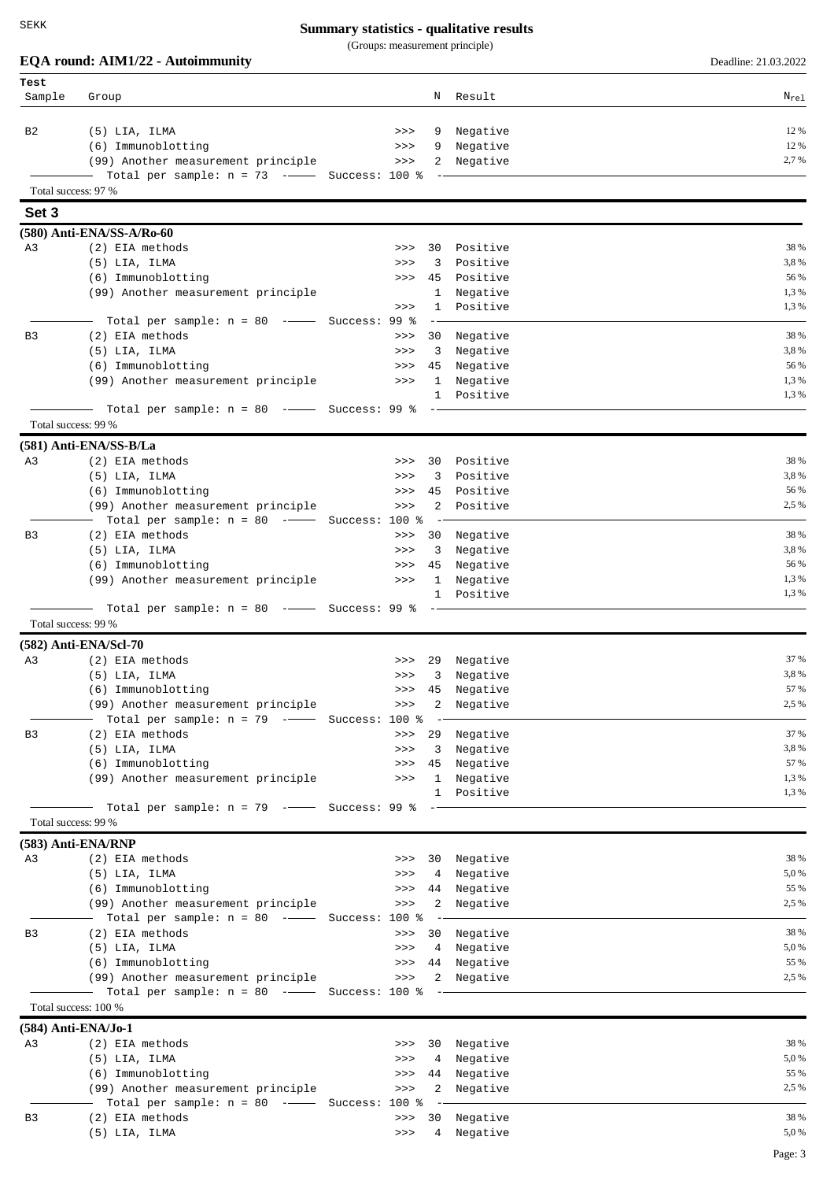# Summary statistics - qualitative results

(Groups: measurement principle)

## EQA round: AIM1/22 - Autoimmunity

Deadline: 21.03.2022

| Test Sample | Group | | N | Result | $N_{rel}$ |
|---|---|---|---|---|---|
| B2 | (5) LIA, ILMA | >>> | 9 | Negative | 12 % |
| | (6) Immunoblotting | >>> | 9 | Negative | 12 % |
| | (99) Another measurement principle | >>> | 2 | Negative | 2,7 % |
| | Total per sample: n = 73 | Success: 100 % | | | |

Total success: 97 %

## Set 3

### (580) Anti-ENA/SS-A/Ro-60

| Test Sample | Group | | N | Result | $N_{rel}$ |
|---|---|---|---|---|---|
| A3 | (2) EIA methods | >>> | 30 | Positive | 38 % |
| | (5) LIA, ILMA | >>> | 3 | Positive | 3,8 % |
| | (6) Immunoblotting | >>> | 45 | Positive | 56 % |
| | (99) Another measurement principle | | 1 | Negative | 1,3 % |
| | | >>> | 1 | Positive | 1,3 % |
| | Total per sample: n = 80 | Success: 99 % | | | |
| B3 | (2) EIA methods | >>> | 30 | Negative | 38 % |
| | (5) LIA, ILMA | >>> | 3 | Negative | 3,8 % |
| | (6) Immunoblotting | >>> | 45 | Negative | 56 % |
| | (99) Another measurement principle | >>> | 1 | Negative | 1,3 % |
| | | | 1 | Positive | 1,3 % |
| | Total per sample: n = 80 | Success: 99 % | | | |

Total success: 99 %

### (581) Anti-ENA/SS-B/La

| Test Sample | Group | | N | Result | $N_{rel}$ |
|---|---|---|---|---|---|
| A3 | (2) EIA methods | >>> | 30 | Positive | 38 % |
| | (5) LIA, ILMA | >>> | 3 | Positive | 3,8 % |
| | (6) Immunoblotting | >>> | 45 | Positive | 56 % |
| | (99) Another measurement principle | >>> | 2 | Positive | 2,5 % |
| | Total per sample: n = 80 | Success: 100 % | | | |
| B3 | (2) EIA methods | >>> | 30 | Negative | 38 % |
| | (5) LIA, ILMA | >>> | 3 | Negative | 3,8 % |
| | (6) Immunoblotting | >>> | 45 | Negative | 56 % |
| | (99) Another measurement principle | >>> | 1 | Negative | 1,3 % |
| | | | 1 | Positive | 1,3 % |
| | Total per sample: n = 80 | Success: 99 % | | | |

Total success: 99 %

### (582) Anti-ENA/Scl-70

| Test Sample | Group | | N | Result | $N_{rel}$ |
|---|---|---|---|---|---|
| A3 | (2) EIA methods | >>> | 29 | Negative | 37 % |
| | (5) LIA, ILMA | >>> | 3 | Negative | 3,8 % |
| | (6) Immunoblotting | >>> | 45 | Negative | 57 % |
| | (99) Another measurement principle | >>> | 2 | Negative | 2,5 % |
| | Total per sample: n = 79 | Success: 100 % | | | |
| B3 | (2) EIA methods | >>> | 29 | Negative | 37 % |
| | (5) LIA, ILMA | >>> | 3 | Negative | 3,8 % |
| | (6) Immunoblotting | >>> | 45 | Negative | 57 % |
| | (99) Another measurement principle | >>> | 1 | Negative | 1,3 % |
| | | | 1 | Positive | 1,3 % |
| | Total per sample: n = 79 | Success: 99 % | | | |

Total success: 99 %

### (583) Anti-ENA/RNP

| Test Sample | Group | | N | Result | $N_{rel}$ |
|---|---|---|---|---|---|
| A3 | (2) EIA methods | >>> | 30 | Negative | 38 % |
| | (5) LIA, ILMA | >>> | 4 | Negative | 5,0 % |
| | (6) Immunoblotting | >>> | 44 | Negative | 55 % |
| | (99) Another measurement principle | >>> | 2 | Negative | 2,5 % |
| | Total per sample: n = 80 | Success: 100 % | | | |
| B3 | (2) EIA methods | >>> | 30 | Negative | 38 % |
| | (5) LIA, ILMA | >>> | 4 | Negative | 5,0 % |
| | (6) Immunoblotting | >>> | 44 | Negative | 55 % |
| | (99) Another measurement principle | >>> | 2 | Negative | 2,5 % |
| | Total per sample: n = 80 | Success: 100 % | | | |

Total success: 100 %

### (584) Anti-ENA/Jo-1

| Test Sample | Group | | N | Result | $N_{rel}$ |
|---|---|---|---|---|---|
| A3 | (2) EIA methods | >>> | 30 | Negative | 38 % |
| | (5) LIA, ILMA | >>> | 4 | Negative | 5,0 % |
| | (6) Immunoblotting | >>> | 44 | Negative | 55 % |
| | (99) Another measurement principle | >>> | 2 | Negative | 2,5 % |
| | Total per sample: n = 80 | Success: 100 % | | | |
| B3 | (2) EIA methods | >>> | 30 | Negative | 38 % |
| | (5) LIA, ILMA | >>> | 4 | Negative | 5,0 % |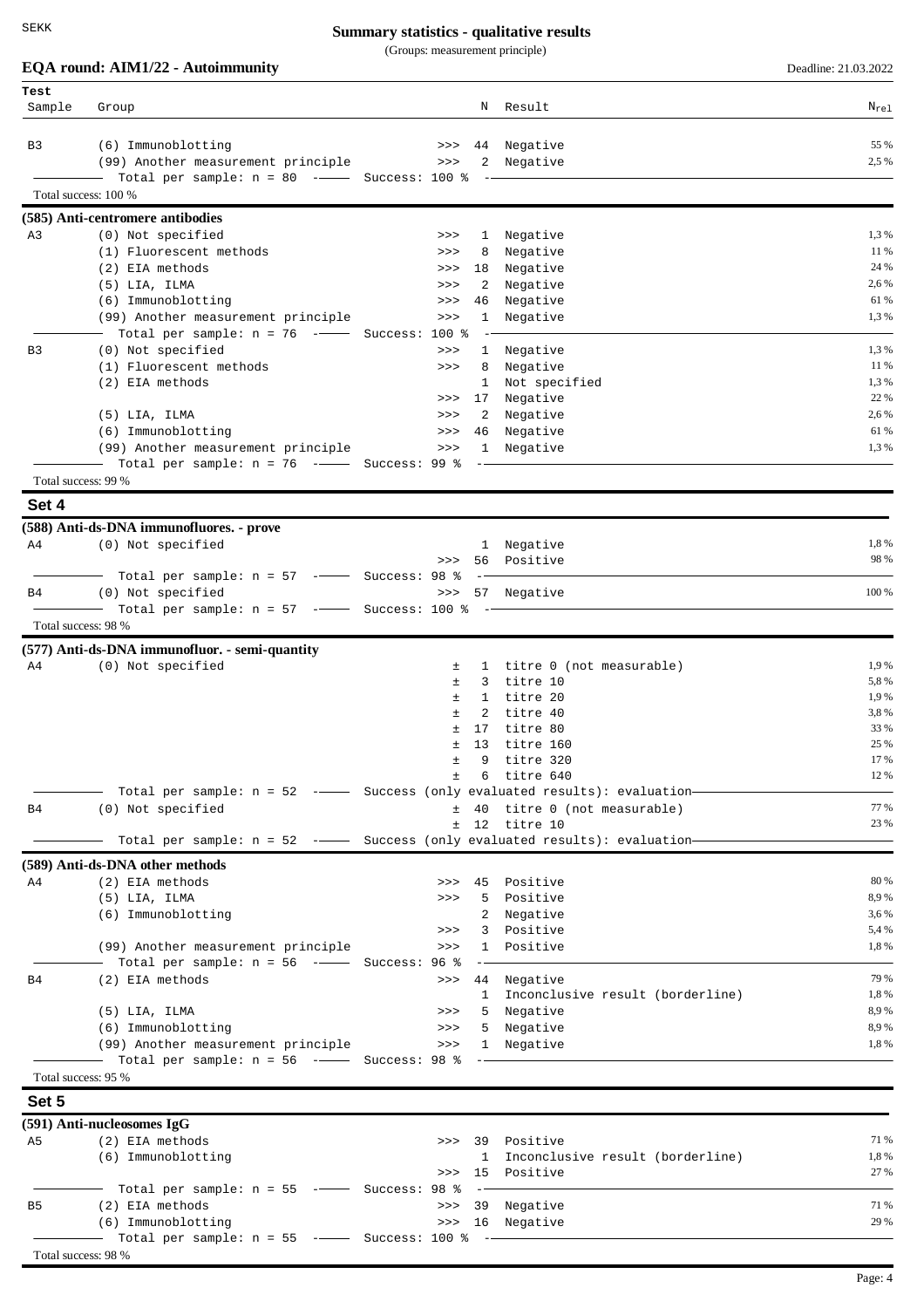# Summary statistics - qualitative results

(Groups: measurement principle)

## EQA round: AIM1/22 - Autoimmunity

Deadline: 21.03.2022

| Test Sample | Group | | N | Result | $N_{rel}$ |
|---|---|---|---|---|---|
| B3 | (6) Immunoblotting | >>> | 44 | Negative | 55 % |
| | (99) Another measurement principle | >>> | 2 | Negative | 2,5 % |
| | Total per sample: n = 80 | Success: 100 % | | | |

Total success: 100 %

### (585) Anti-centromere antibodies

| Test Sample | Group | | N | Result | $N_{rel}$ |
|---|---|---|---|---|---|
| A3 | (0) Not specified | >>> | 1 | Negative | 1,3 % |
| | (1) Fluorescent methods | >>> | 8 | Negative | 11 % |
| | (2) EIA methods | >>> | 18 | Negative | 24 % |
| | (5) LIA, ILMA | >>> | 2 | Negative | 2,6 % |
| | (6) Immunoblotting | >>> | 46 | Negative | 61 % |
| | (99) Another measurement principle | >>> | 1 | Negative | 1,3 % |
| | Total per sample: n = 76 | Success: 100 % | | | |
| B3 | (0) Not specified | >>> | 1 | Negative | 1,3 % |
| | (1) Fluorescent methods | >>> | 8 | Negative | 11 % |
| | (2) EIA methods | | 1 | Not specified | 1,3 % |
| | | >>> | 17 | Negative | 22 % |
| | (5) LIA, ILMA | >>> | 2 | Negative | 2,6 % |
| | (6) Immunoblotting | >>> | 46 | Negative | 61 % |
| | (99) Another measurement principle | >>> | 1 | Negative | 1,3 % |
| | Total per sample: n = 76 | Success: 99 % | | | |

Total success: 99 %

## Set 4

### (588) Anti-ds-DNA immunofluores. - prove

| Test Sample | Group | | N | Result | $N_{rel}$ |
|---|---|---|---|---|---|
| A4 | (0) Not specified | | 1 | Negative | 1,8 % |
| | | >>> | 56 | Positive | 98 % |
| | Total per sample: n = 57 | Success: 98 % | | | |
| B4 | (0) Not specified | >>> | 57 | Negative | 100 % |
| | Total per sample: n = 57 | Success: 100 % | | | |

Total success: 98 %

### (577) Anti-ds-DNA immunofluor. - semi-quantity

| Test Sample | Group | | N | Result | $N_{rel}$ |
|---|---|---|---|---|---|
| A4 | (0) Not specified | ± | 1 | titre 0 (not measurable) | 1,9 % |
| | | ± | 3 | titre 10 | 5,8 % |
| | | ± | 1 | titre 20 | 1,9 % |
| | | ± | 2 | titre 40 | 3,8 % |
| | | ± | 17 | titre 80 | 33 % |
| | | ± | 13 | titre 160 | 25 % |
| | | ± | 9 | titre 320 | 17 % |
| | | ± | 6 | titre 640 | 12 % |
| | Total per sample: n = 52 | Success (only evaluated results): evaluation | | | |
| B4 | (0) Not specified | ± | 40 | titre 0 (not measurable) | 77 % |
| | | ± | 12 | titre 10 | 23 % |
| | Total per sample: n = 52 | Success (only evaluated results): evaluation | | | |

### (589) Anti-ds-DNA other methods

| Test Sample | Group | | N | Result | $N_{rel}$ |
|---|---|---|---|---|---|
| A4 | (2) EIA methods | >>> | 45 | Positive | 80 % |
| | (5) LIA, ILMA | >>> | 5 | Positive | 8,9 % |
| | (6) Immunoblotting | | 2 | Negative | 3,6 % |
| | | >>> | 3 | Positive | 5,4 % |
| | (99) Another measurement principle | >>> | 1 | Positive | 1,8 % |
| | Total per sample: n = 56 | Success: 96 % | | | |
| B4 | (2) EIA methods | >>> | 44 | Negative | 79 % |
| | | | 1 | Inconclusive result (borderline) | 1,8 % |
| | (5) LIA, ILMA | >>> | 5 | Negative | 8,9 % |
| | (6) Immunoblotting | >>> | 5 | Negative | 8,9 % |
| | (99) Another measurement principle | >>> | 1 | Negative | 1,8 % |
| | Total per sample: n = 56 | Success: 98 % | | | |

Total success: 95 %

## Set 5

### (591) Anti-nucleosomes IgG

| Test Sample | Group | | N | Result | $N_{rel}$ |
|---|---|---|---|---|---|
| A5 | (2) EIA methods | >>> | 39 | Positive | 71 % |
| | (6) Immunoblotting | | 1 | Inconclusive result (borderline) | 1,8 % |
| | | >>> | 15 | Positive | 27 % |
| | Total per sample: n = 55 | Success: 98 % | | | |
| B5 | (2) EIA methods | >>> | 39 | Negative | 71 % |
| | (6) Immunoblotting | >>> | 16 | Negative | 29 % |
| | Total per sample: n = 55 | Success: 100 % | | | |

Total success: 98 %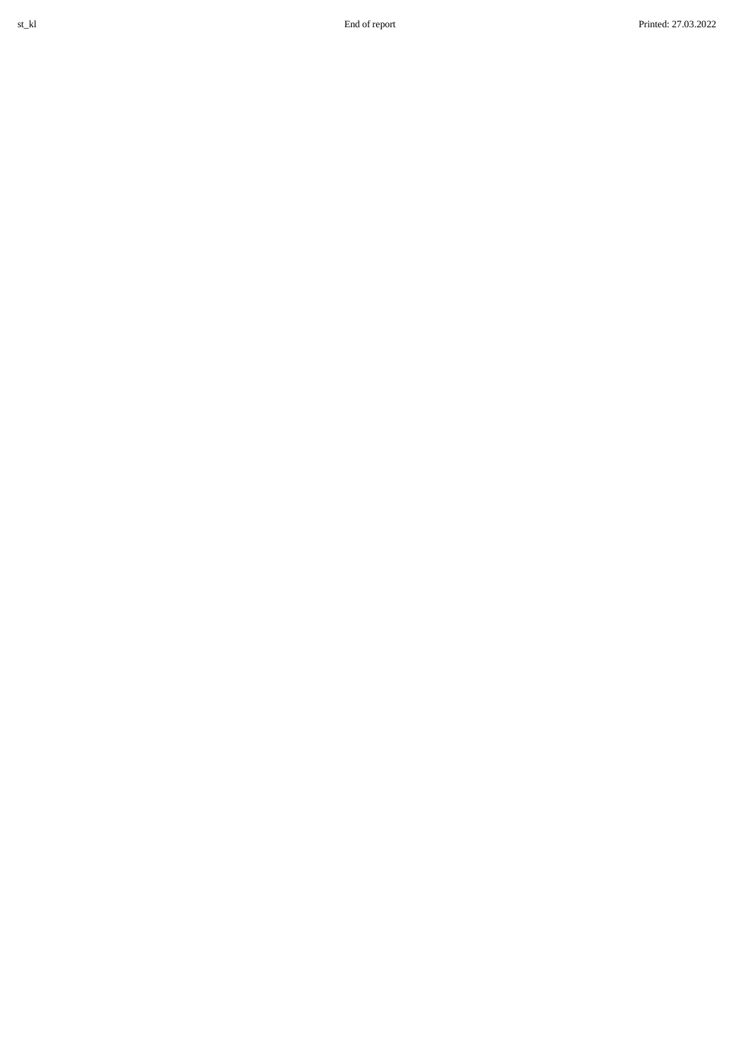End of report